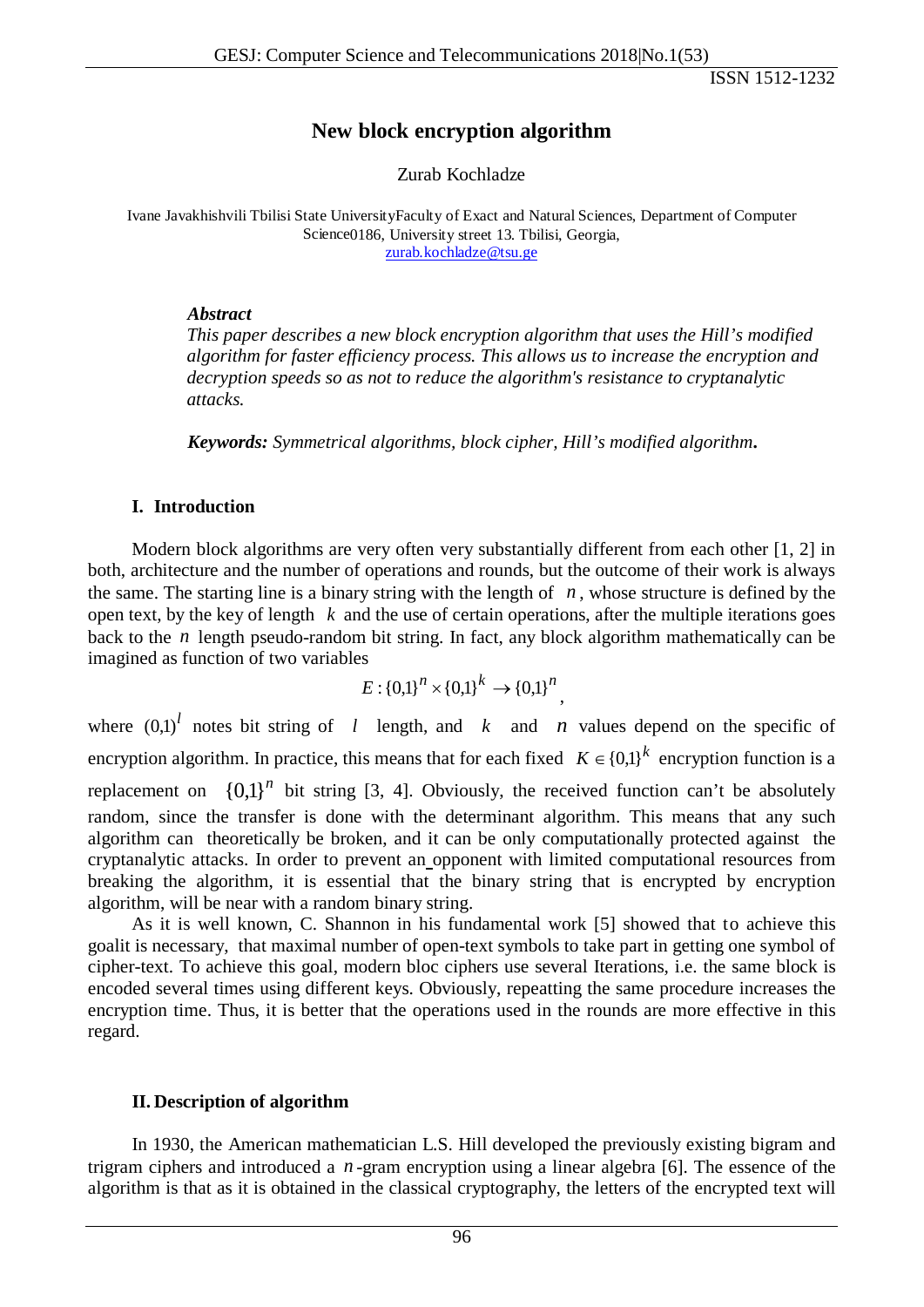# New block encryption algorithm

Zurab Kochladze

Ivane Javakhishvili Tbilisi State UniversityFaculty of Exact and Natural Sciences, Department of Computer Science0186, University street 13. Tbilisi, Georgia,
zurab.kochladze@tsu.ge

***Abstract***

*This paper describes a new block encryption algorithm that uses the Hill's modified algorithm for faster efficiency process. This allows us to increase the encryption and decryption speeds so as not to reduce the algorithm's resistance to cryptanalytic attacks.*

***Keywords:*** *Symmetrical algorithms, block cipher, Hill's modified algorithm***.**

## I. Introduction

Modern block algorithms are very often very substantially different from each other [1, 2] in both, architecture and the number of operations and rounds, but the outcome of their work is always the same. The starting line is a binary string with the length of $n$, whose structure is defined by the open text, by the key of length $k$ and the use of certain operations, after the multiple iterations goes back to the $n$ length pseudo-random bit string. In fact, any block algorithm mathematically can be imagined as function of two variables

$$E:\{0,1\}^n \times \{0,1\}^k \to \{0,1\}^n ,$$

where $(0,1)^l$ notes bit string of $l$ length, and $k$ and $n$ values depend on the specific of encryption algorithm. In practice, this means that for each fixed $K \in \{0,1\}^k$ encryption function is a replacement on $\{0,1\}^n$ bit string [3, 4]. Obviously, the received function can't be absolutely random, since the transfer is done with the determinant algorithm. This means that any such algorithm can theoretically be broken, and it can be only computationally protected against the cryptanalytic attacks. In order to prevent an opponent with limited computational resources from breaking the algorithm, it is essential that the binary string that is encrypted by encryption algorithm, will be near with a random binary string.

As it is well known, C. Shannon in his fundamental work [5] showed that to achieve this goalit is necessary, that maximal number of open-text symbols to take part in getting one symbol of cipher-text. To achieve this goal, modern bloc ciphers use several Iterations, i.e. the same block is encoded several times using different keys. Obviously, repeatting the same procedure increases the encryption time. Thus, it is better that the operations used in the rounds are more effective in this regard.

## II. Description of algorithm

In 1930, the American mathematician L.S. Hill developed the previously existing bigram and trigram ciphers and introduced a $n$-gram encryption using a linear algebra [6]. The essence of the algorithm is that as it is obtained in the classical cryptography, the letters of the encrypted text will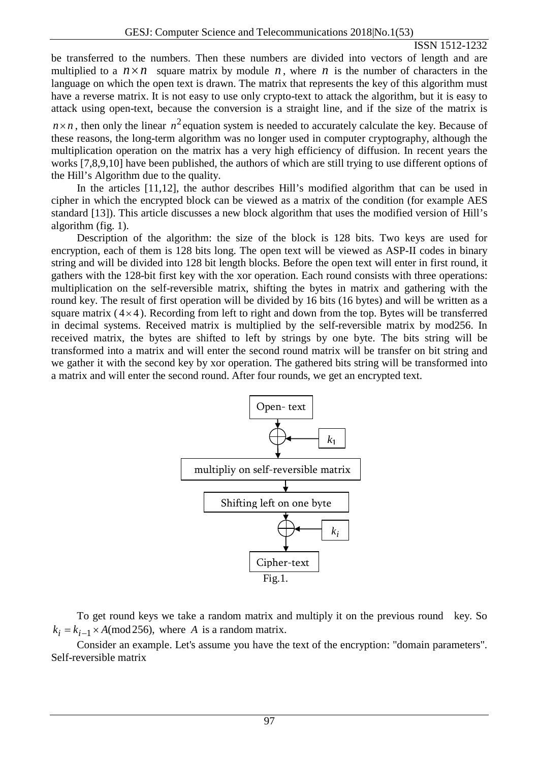be transferred to the numbers. Then these numbers are divided into vectors of length and are multiplied to a $n \times n$ square matrix by module $n$, where $n$ is the number of characters in the language on which the open text is drawn. The matrix that represents the key of this algorithm must have a reverse matrix. It is not easy to use only crypto-text to attack the algorithm, but it is easy to attack using open-text, because the conversion is a straight line, and if the size of the matrix is $n \times n$, then only the linear $n^2$ equation system is needed to accurately calculate the key. Because of these reasons, the long-term algorithm was no longer used in computer cryptography, although the multiplication operation on the matrix has a very high efficiency of diffusion. In recent years the works [7,8,9,10] have been published, the authors of which are still trying to use different options of the Hill's Algorithm due to the quality.

In the articles [11,12], the author describes Hill's modified algorithm that can be used in cipher in which the encrypted block can be viewed as a matrix of the condition (for example AES standard [13]). This article discusses a new block algorithm that uses the modified version of Hill's algorithm (fig. 1).

Description of the algorithm: the size of the block is 128 bits. Two keys are used for encryption, each of them is 128 bits long. The open text will be viewed as ASP-II codes in binary string and will be divided into 128 bit length blocks. Before the open text will enter in first round, it gathers with the 128-bit first key with the xor operation. Each round consists with three operations: multiplication on the self-reversible matrix, shifting the bytes in matrix and gathering with the round key. The result of first operation will be divided by 16 bits (16 bytes) and will be written as a square matrix ($4 \times 4$). Recording from left to right and down from the top. Bytes will be transferred in decimal systems. Received matrix is multiplied by the self-reversible matrix by mod256. In received matrix, the bytes are shifted to left by strings by one byte. The bits string will be transformed into a matrix and will enter the second round matrix will be transfer on bit string and we gather it with the second key by xor operation. The gathered bits string will be transformed into a matrix and will enter the second round. After four rounds, we get an encrypted text.

Open- text → ⊕ ($k_1$) → multipliy on self-reversible matrix → Shifting left on one byte → ⊕ ($k_i$) → Cipher-text

Fig.1.

To get round keys we take a random matrix and multiply it on the previous round key. So $k_i = k_{i-1} \times A (\text{mod}\, 256)$, where $A$ is a random matrix.

Consider an example. Let's assume you have the text of the encryption: "domain parameters". Self-reversible matrix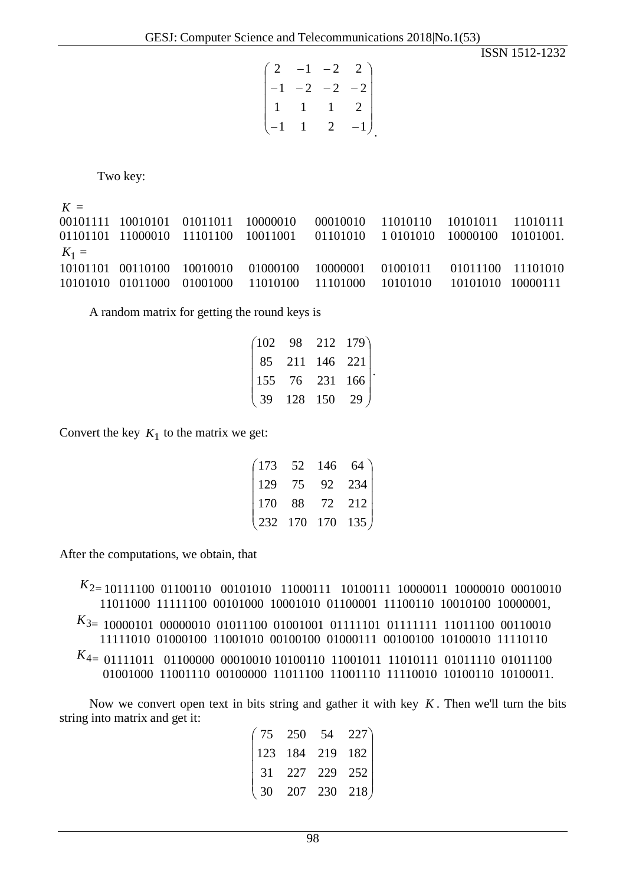$$\begin{pmatrix} 2 & -1 & -2 & 2 \\ -1 & -2 & -2 & -2 \\ 1 & 1 & 1 & 2 \\ -1 & 1 & 2 & -1 \end{pmatrix}.$$

Two key:

$K$ =
00101111 10010101 01011011 10000010 00010010 11010110 10101011 11010111
01101101 11000010 11101100 10011001 01101010 1 0101010 10000100 10101001.

$K_1$ =
10101101 00110100 10010010 01000100 10000001 01001011 01011100 11101010
10101010 01011000 01001000 11010100 11101000 10101010 10101010 10000111

A random matrix for getting the round keys is

$$\begin{pmatrix} 102 & 98 & 212 & 179 \\ 85 & 211 & 146 & 221 \\ 155 & 76 & 231 & 166 \\ 39 & 128 & 150 & 29 \end{pmatrix}.$$

Convert the key $K_1$ to the matrix we get:

$$\begin{pmatrix} 173 & 52 & 146 & 64 \\ 129 & 75 & 92 & 234 \\ 170 & 88 & 72 & 212 \\ 232 & 170 & 170 & 135 \end{pmatrix}$$

After the computations, we obtain, that

$K_2$= 10111100 01100110 00101010 11000111 10100111 10000011 10000010 00010010
11011000 11111100 00101000 10001010 01100001 11100110 10010100 10000001,

$K_3$= 10000101 00000010 01011100 01001001 01111101 01111111 11011100 00110010
11111010 01000100 11001010 00100100 01000111 00100100 10100010 11110110

$K_4$= 01111011 01100000 00010010 10100110 11001011 11010111 01011110 01011100
01001000 11001110 00100000 11011100 11001110 11110010 10100110 10100011.

Now we convert open text in bits string and gather it with key $K$. Then we'll turn the bits string into matrix and get it:

$$\begin{pmatrix} 75 & 250 & 54 & 227 \\ 123 & 184 & 219 & 182 \\ 31 & 227 & 229 & 252 \\ 30 & 207 & 230 & 218 \end{pmatrix}$$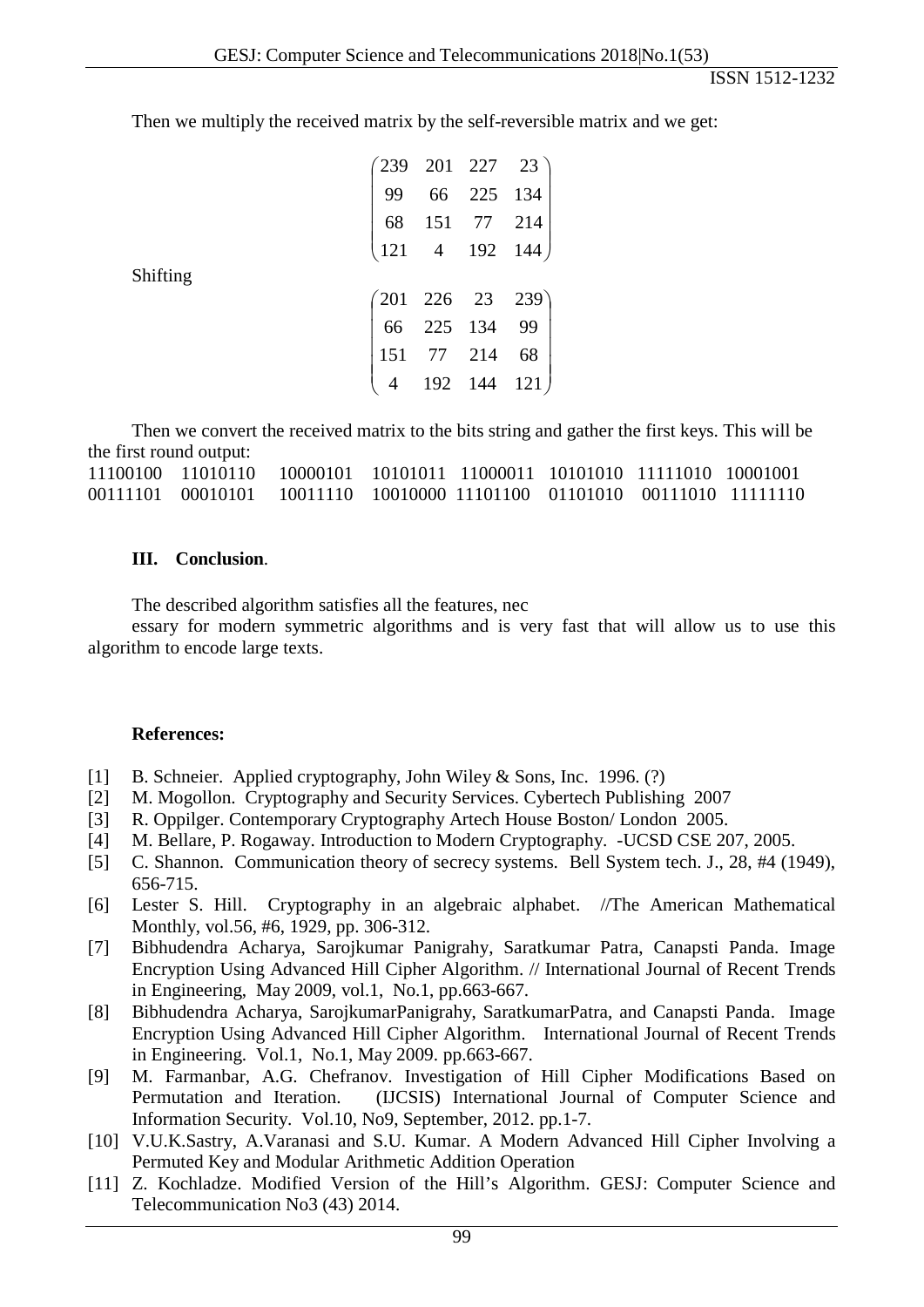Then we multiply the received matrix by the self-reversible matrix and we get:

$$\begin{pmatrix} 239 & 201 & 227 & 23 \\ 99 & 66 & 225 & 134 \\ 68 & 151 & 77 & 214 \\ 121 & 4 & 192 & 144 \end{pmatrix}$$

Shifting

$$\begin{pmatrix} 201 & 226 & 23 & 239 \\ 66 & 225 & 134 & 99 \\ 151 & 77 & 214 & 68 \\ 4 & 192 & 144 & 121 \end{pmatrix}$$

Then we convert the received matrix to the bits string and gather the first keys. This will be the first round output:

11100100 11010110 10000101 10101011 11000011 10101010 11111010 10001001
00111101 00010101 10011110 10010000 11101100 01101010 00111010 11111110

### III. Conclusion.

The described algorithm satisfies all the features, nec

essary for modern symmetric algorithms and is very fast that will allow us to use this algorithm to encode large texts.

**References:**

[1] B. Schneier. Applied cryptography, John Wiley & Sons, Inc. 1996. (?)
[2] M. Mogollon. Cryptography and Security Services. Cybertech Publishing 2007
[3] R. Oppilger. Contemporary Cryptography Artech House Boston/ London 2005.
[4] M. Bellare, P. Rogaway. Introduction to Modern Cryptography. -UCSD CSE 207, 2005.
[5] C. Shannon. Communication theory of secrecy systems. Bell System tech. J., 28, #4 (1949), 656-715.
[6] Lester S. Hill. Cryptography in an algebraic alphabet. //The American Mathematical Monthly, vol.56, #6, 1929, pp. 306-312.
[7] Bibhudendra Acharya, Sarojkumar Panigrahy, Saratkumar Patra, Canapsti Panda. Image Encryption Using Advanced Hill Cipher Algorithm. // International Journal of Recent Trends in Engineering, May 2009, vol.1, No.1, pp.663-667.
[8] Bibhudendra Acharya, SarojkumarPanigrahy, SaratkumarPatra, and Canapsti Panda. Image Encryption Using Advanced Hill Cipher Algorithm. International Journal of Recent Trends in Engineering. Vol.1, No.1, May 2009. pp.663-667.
[9] M. Farmanbar, A.G. Chefranov. Investigation of Hill Cipher Modifications Based on Permutation and Iteration. (IJCSIS) International Journal of Computer Science and Information Security. Vol.10, No9, September, 2012. pp.1-7.
[10] V.U.K.Sastry, A.Varanasi and S.U. Kumar. A Modern Advanced Hill Cipher Involving a Permuted Key and Modular Arithmetic Addition Operation
[11] Z. Kochladze. Modified Version of the Hill's Algorithm. GESJ: Computer Science and Telecommunication No3 (43) 2014.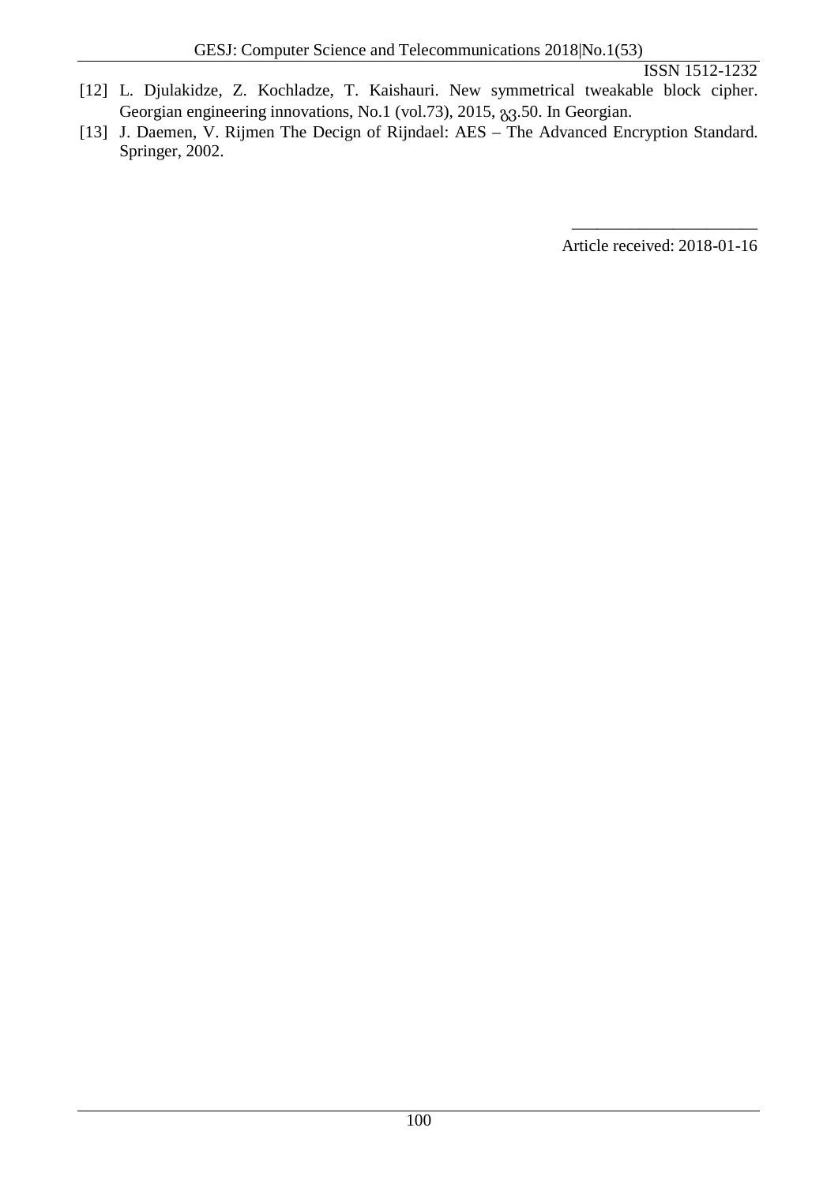[12] L. Djulakidze, Z. Kochladze, T. Kaishauri. New symmetrical tweakable block cipher. Georgian engineering innovations, No.1 (vol.73), 2015, გვ.50. In Georgian.

[13] J. Daemen, V. Rijmen The Decign of Rijndael: AES – The Advanced Encryption Standard. Springer, 2002.

---

Article received: 2018-01-16